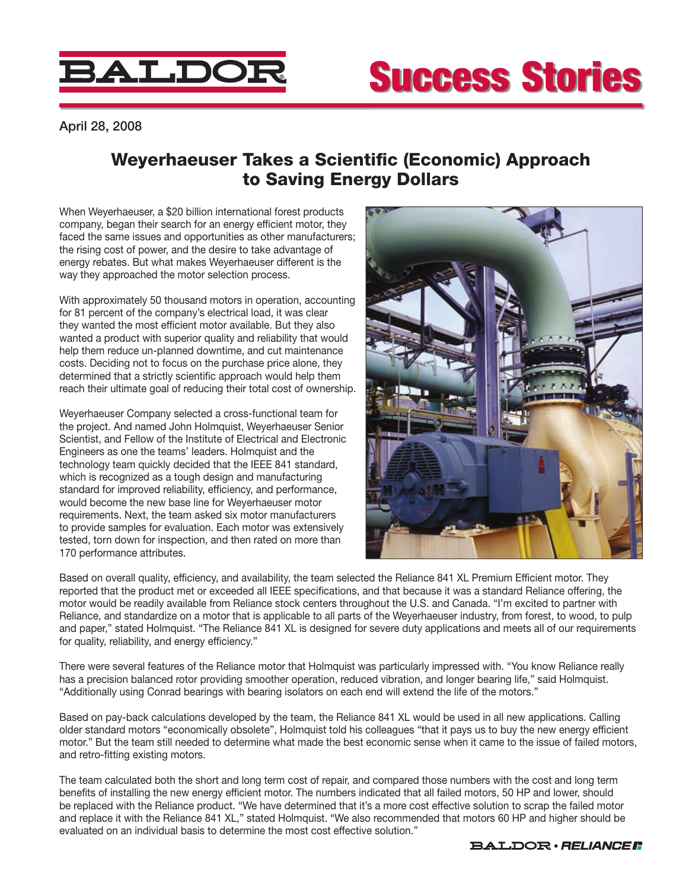April 28, 2008

# Weyerhaeuser Takes a Scientific (Economic) Approach to Saving Energy Dollars

When Weyerhaeuser, a $20 billion international forest products company, began their search for an energy efficient motor, they faced the same issues and opportunities as other manufacturers; the rising cost of power, and the desire to take advantage of energy rebates. But what makes Weyerhaeuser different is the way they approached the motor selection process.

With approximately 50 thousand motors in operation, accounting for 81 percent of the company's electrical load, it was clear they wanted the most efficient motor available. But they also wanted a product with superior quality and reliability that would help them reduce un-planned downtime, and cut maintenance costs. Deciding not to focus on the purchase price alone, they determined that a strictly scientific approach would help them reach their ultimate goal of reducing their total cost of ownership.

Weyerhaeuser Company selected a cross-functional team for the project. And named John Holmquist, Weyerhaeuser Senior Scientist, and Fellow of the Institute of Electrical and Electronic Engineers as one the teams' leaders. Holmquist and the technology team quickly decided that the IEEE 841 standard, which is recognized as a tough design and manufacturing standard for improved reliability, efficiency, and performance, would become the new base line for Weyerhaeuser motor requirements. Next, the team asked six motor manufacturers to provide samples for evaluation. Each motor was extensively tested, torn down for inspection, and then rated on more than 170 performance attributes.

Based on overall quality, efficiency, and availability, the team selected the Reliance 841 XL Premium Efficient motor. They reported that the product met or exceeded all IEEE specifications, and that because it was a standard Reliance offering, the motor would be readily available from Reliance stock centers throughout the U.S. and Canada. "I'm excited to partner with Reliance, and standardize on a motor that is applicable to all parts of the Weyerhaeuser industry, from forest, to wood, to pulp and paper," stated Holmquist. "The Reliance 841 XL is designed for severe duty applications and meets all of our requirements for quality, reliability, and energy efficiency."

There were several features of the Reliance motor that Holmquist was particularly impressed with. "You know Reliance really has a precision balanced rotor providing smoother operation, reduced vibration, and longer bearing life," said Holmquist. "Additionally using Conrad bearings with bearing isolators on each end will extend the life of the motors."

Based on pay-back calculations developed by the team, the Reliance 841 XL would be used in all new applications. Calling older standard motors "economically obsolete", Holmquist told his colleagues "that it pays us to buy the new energy efficient motor." But the team still needed to determine what made the best economic sense when it came to the issue of failed motors, and retro-fitting existing motors.

The team calculated both the short and long term cost of repair, and compared those numbers with the cost and long term benefits of installing the new energy efficient motor. The numbers indicated that all failed motors, 50 HP and lower, should be replaced with the Reliance product. "We have determined that it's a more cost effective solution to scrap the failed motor and replace it with the Reliance 841 XL," stated Holmquist. "We also recommended that motors 60 HP and higher should be evaluated on an individual basis to determine the most cost effective solution."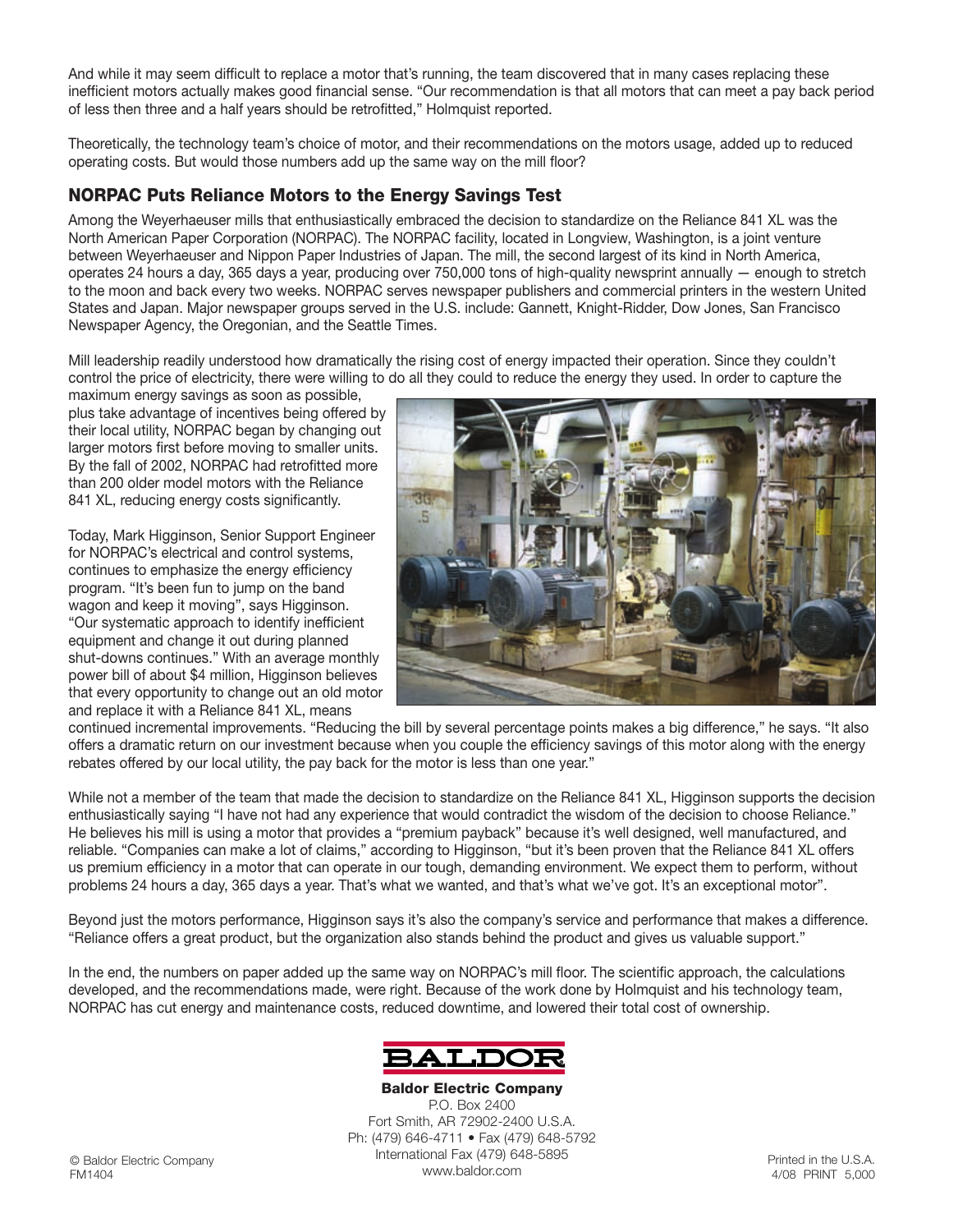And while it may seem difficult to replace a motor that's running, the team discovered that in many cases replacing these inefficient motors actually makes good financial sense. "Our recommendation is that all motors that can meet a pay back period of less then three and a half years should be retrofitted," Holmquist reported.

Theoretically, the technology team's choice of motor, and their recommendations on the motors usage, added up to reduced operating costs. But would those numbers add up the same way on the mill floor?

## NORPAC Puts Reliance Motors to the Energy Savings Test

Among the Weyerhaeuser mills that enthusiastically embraced the decision to standardize on the Reliance 841 XL was the North American Paper Corporation (NORPAC). The NORPAC facility, located in Longview, Washington, is a joint venture between Weyerhaeuser and Nippon Paper Industries of Japan. The mill, the second largest of its kind in North America, operates 24 hours a day, 365 days a year, producing over 750,000 tons of high-quality newsprint annually — enough to stretch to the moon and back every two weeks. NORPAC serves newspaper publishers and commercial printers in the western United States and Japan. Major newspaper groups served in the U.S. include: Gannett, Knight-Ridder, Dow Jones, San Francisco Newspaper Agency, the Oregonian, and the Seattle Times.

Mill leadership readily understood how dramatically the rising cost of energy impacted their operation. Since they couldn't control the price of electricity, there were willing to do all they could to reduce the energy they used. In order to capture the maximum energy savings as soon as possible, plus take advantage of incentives being offered by their local utility, NORPAC began by changing out larger motors first before moving to smaller units. By the fall of 2002, NORPAC had retrofitted more than 200 older model motors with the Reliance 841 XL, reducing energy costs significantly.

Today, Mark Higginson, Senior Support Engineer for NORPAC's electrical and control systems, continues to emphasize the energy efficiency program. "It's been fun to jump on the band wagon and keep it moving", says Higginson. "Our systematic approach to identify inefficient equipment and change it out during planned shut-downs continues." With an average monthly power bill of about $4 million, Higginson believes that every opportunity to change out an old motor and replace it with a Reliance 841 XL, means continued incremental improvements. "Reducing the bill by several percentage points makes a big difference," he says. "It also offers a dramatic return on our investment because when you couple the efficiency savings of this motor along with the energy rebates offered by our local utility, the pay back for the motor is less than one year."

While not a member of the team that made the decision to standardize on the Reliance 841 XL, Higginson supports the decision enthusiastically saying "I have not had any experience that would contradict the wisdom of the decision to choose Reliance." He believes his mill is using a motor that provides a "premium payback" because it's well designed, well manufactured, and reliable. "Companies can make a lot of claims," according to Higginson, "but it's been proven that the Reliance 841 XL offers us premium efficiency in a motor that can operate in our tough, demanding environment. We expect them to perform, without problems 24 hours a day, 365 days a year. That's what we wanted, and that's what we've got. It's an exceptional motor".

Beyond just the motors performance, Higginson says it's also the company's service and performance that makes a difference. "Reliance offers a great product, but the organization also stands behind the product and gives us valuable support."

In the end, the numbers on paper added up the same way on NORPAC's mill floor. The scientific approach, the calculations developed, and the recommendations made, were right. Because of the work done by Holmquist and his technology team, NORPAC has cut energy and maintenance costs, reduced downtime, and lowered their total cost of ownership.

BALDOR

**Baldor Electric Company**
P.O. Box 2400
Fort Smith, AR 72902-2400 U.S.A.
Ph: (479) 646-4711 • Fax (479) 648-5792
International Fax (479) 648-5895
www.baldor.com

© Baldor Electric Company
FM1404

Printed in the U.S.A.
4/08 PRINT 5,000